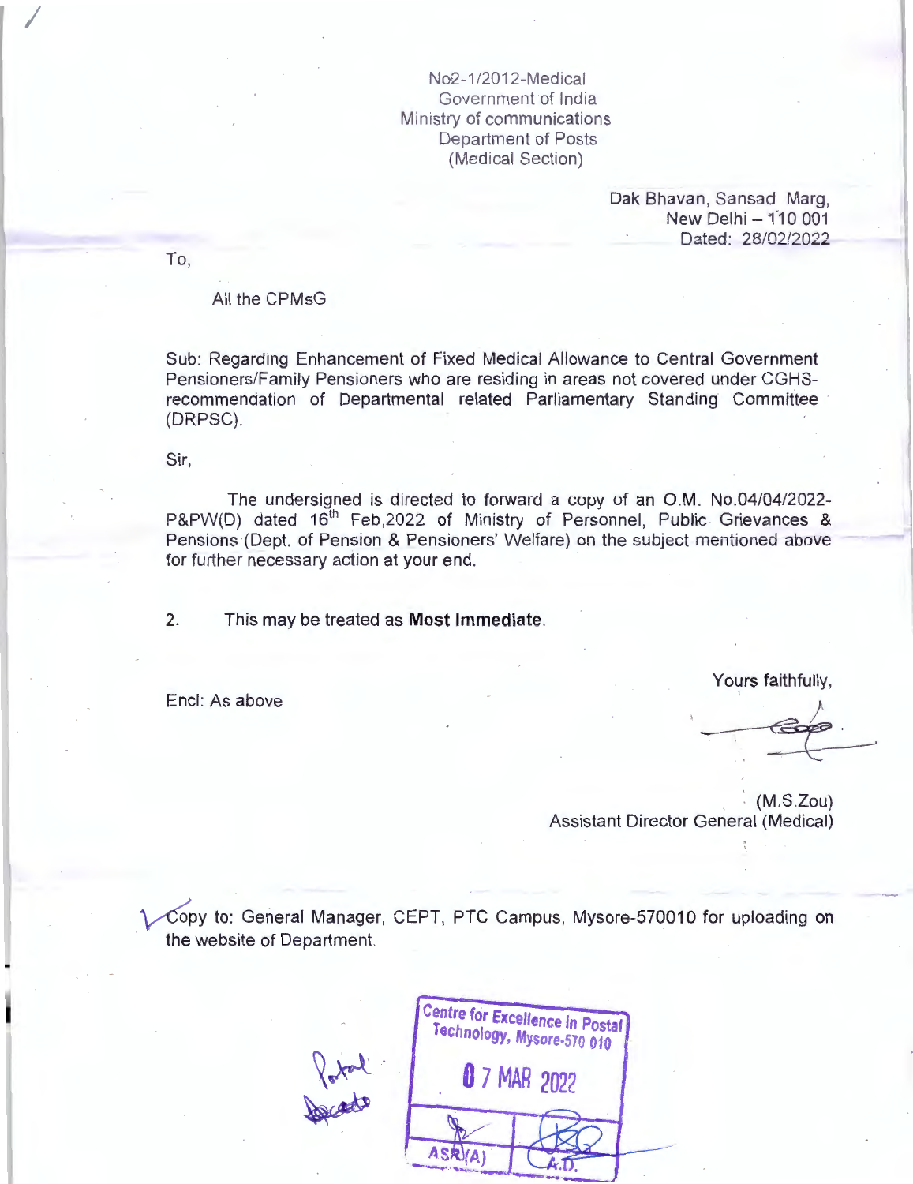No2-1/2012-Medical
Government of India
Ministry of communications
Department of Posts
(Medical Section)

Dak Bhavan, Sansad Marg,
New Delhi – 110 001
Dated: 28/02/2022

To,

All the CPMsG

Sub: Regarding Enhancement of Fixed Medical Allowance to Central Government Pensioners/Family Pensioners who are residing in areas not covered under CGHS-recommendation of Departmental related Parliamentary Standing Committee (DRPSC).

Sir,

The undersigned is directed to forward a copy of an O.M. No.04/04/2022-P&PW(D) dated 16th Feb,2022 of Ministry of Personnel, Public Grievances & Pensions (Dept. of Pension & Pensioners' Welfare) on the subject mentioned above for further necessary action at your end.

2. This may be treated as **Most Immediate**.

Encl: As above

Yours faithfully,

(M.S.Zou)
Assistant Director General (Medical)

Copy to: General Manager, CEPT, PTC Campus, Mysore-570010 for uploading on the website of Department.

Centre for Excellence in Postal Technology, Mysore-570 010
07 MAR 2022
ASR(A) | A.D.

Portal Update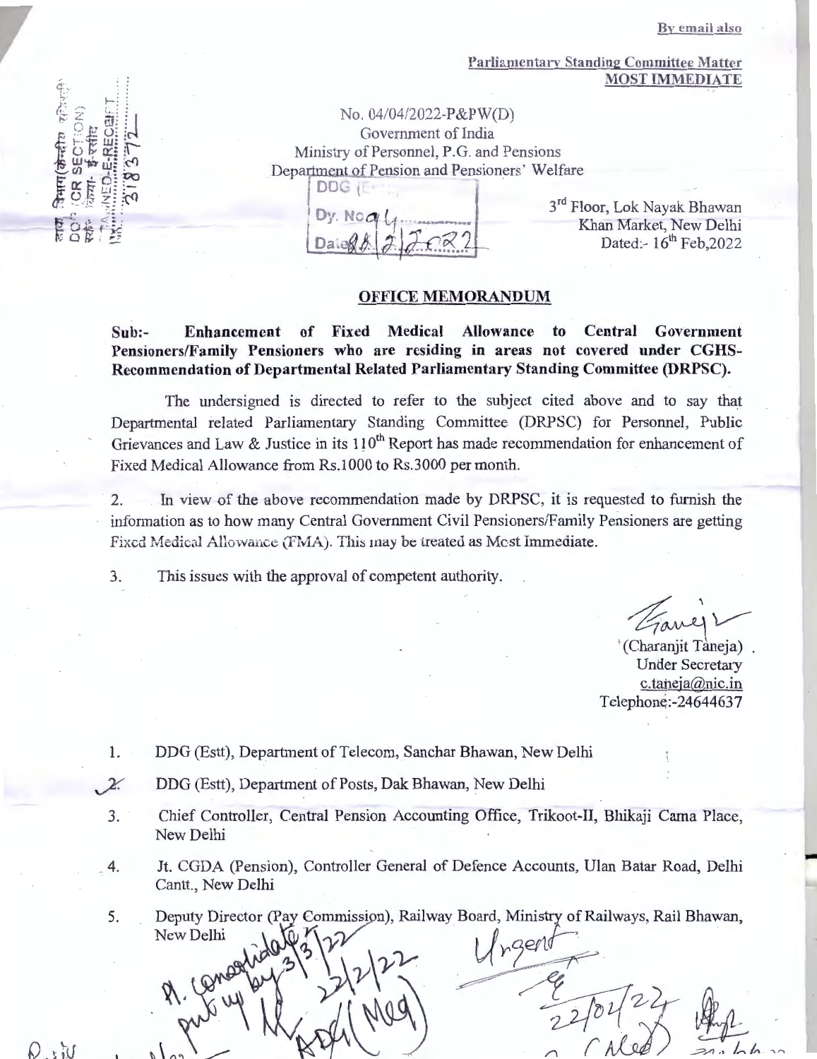By email also

Parliamentary Standing Committee Matter
**MOST IMMEDIATE**

No. 04/04/2022-P&PW(D)
Government of India
Ministry of Personnel, P.G. and Pensions
Department of Pension and Pensioners' Welfare

3rd Floor, Lok Nayak Bhawan
Khan Market, New Delhi
Dated:- 16th Feb,2022

## OFFICE MEMORANDUM

**Sub:- Enhancement of Fixed Medical Allowance to Central Government Pensioners/Family Pensioners who are residing in areas not covered under CGHS-Recommendation of Departmental Related Parliamentary Standing Committee (DRPSC).**

The undersigned is directed to refer to the subject cited above and to say that Departmental related Parliamentary Standing Committee (DRPSC) for Personnel, Public Grievances and Law & Justice in its 110th Report has made recommendation for enhancement of Fixed Medical Allowance from Rs.1000 to Rs.3000 per month.

2. In view of the above recommendation made by DRPSC, it is requested to furnish the information as to how many Central Government Civil Pensioners/Family Pensioners are getting Fixed Medical Allowance (FMA). This may be treated as Most Immediate.

3. This issues with the approval of competent authority.

(Charanjit Taneja)
Under Secretary
c.taneja@nic.in
Telephone:-24644637

1. DDG (Estt), Department of Telecom, Sanchar Bhawan, New Delhi
2. DDG (Estt), Department of Posts, Dak Bhawan, New Delhi
3. Chief Controller, Central Pension Accounting Office, Trikoot-II, Bhikaji Cama Place, New Delhi
4. Jt. CGDA (Pension), Controller General of Defence Accounts, Ulan Batar Road, Delhi Cantt., New Delhi
5. Deputy Director (Pay Commission), Railway Board, Ministry of Railways, Rail Bhawan, New Delhi